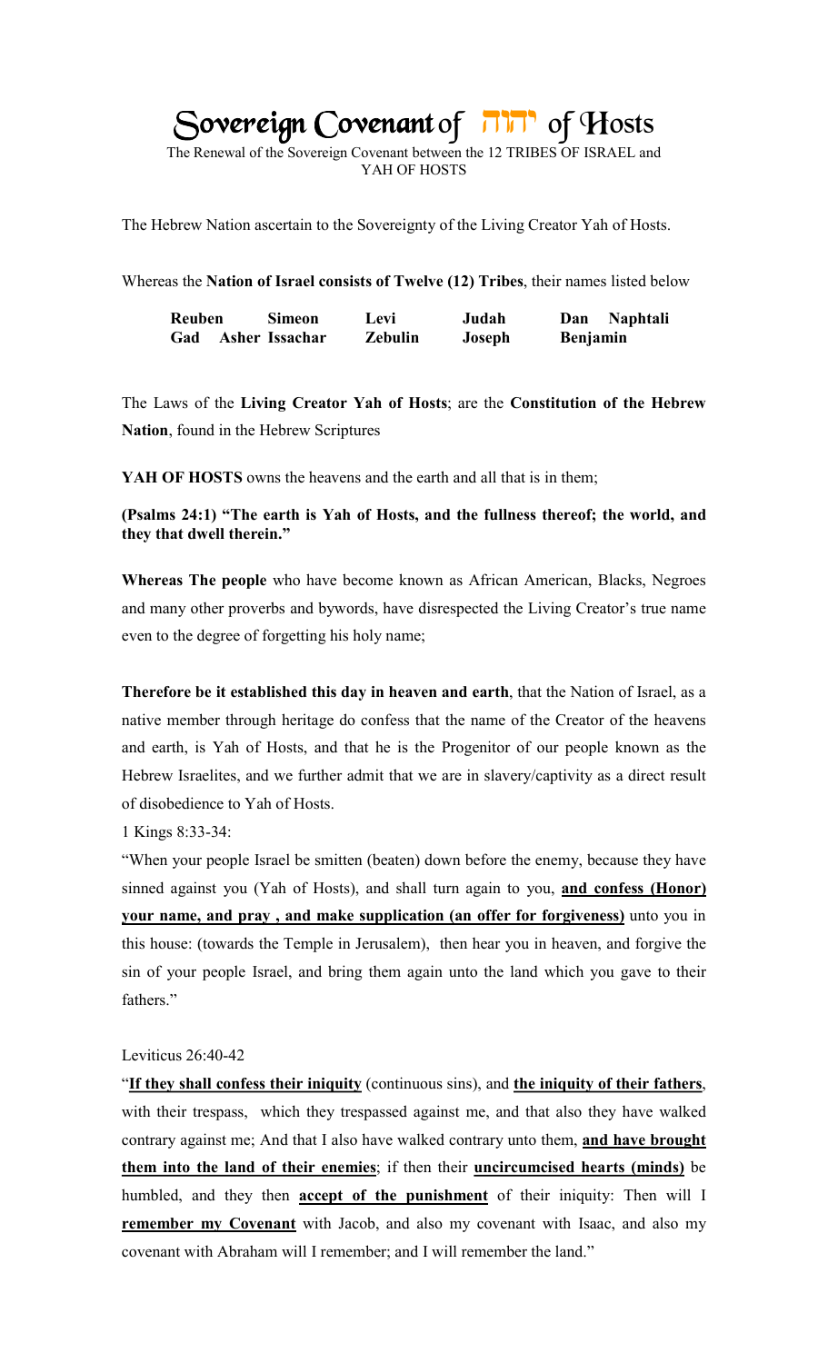# Sovereign Covenant of יהוה of Hosts

The Renewal of the Sovereign Covenant between the 12 TRIBES OF ISRAEL and YAH OF HOSTS

The Hebrew Nation ascertain to the Sovereignty of the Living Creator Yah of Hosts.

Whereas the **Nation of Israel consists of Twelve (12) Tribes**, their names listed below

| | | | | | |
|---|---|---|---|---|---|
| **Reuben** | **Simeon** | **Levi** | **Judah** | **Dan** | **Naphtali** |
| **Gad** | **Asher** | **Issachar** | **Zebulin** | **Joseph** | **Benjamin** |

The Laws of the **Living Creator Yah of Hosts**; are the **Constitution of the Hebrew Nation**, found in the Hebrew Scriptures

**YAH OF HOSTS** owns the heavens and the earth and all that is in them;

**(Psalms 24:1) "The earth is Yah of Hosts, and the fullness thereof; the world, and they that dwell therein."**

**Whereas The people** who have become known as African American, Blacks, Negroes and many other proverbs and bywords, have disrespected the Living Creator's true name even to the degree of forgetting his holy name;

**Therefore be it established this day in heaven and earth**, that the Nation of Israel, as a native member through heritage do confess that the name of the Creator of the heavens and earth, is Yah of Hosts, and that he is the Progenitor of our people known as the Hebrew Israelites, and we further admit that we are in slavery/captivity as a direct result of disobedience to Yah of Hosts.

1 Kings 8:33-34:

"When your people Israel be smitten (beaten) down before the enemy, because they have sinned against you (Yah of Hosts), and shall turn again to you, **and confess (Honor) your name, and pray , and make supplication (an offer for forgiveness)** unto you in this house: (towards the Temple in Jerusalem), then hear you in heaven, and forgive the sin of your people Israel, and bring them again unto the land which you gave to their fathers."

Leviticus 26:40-42

"**If they shall confess their iniquity** (continuous sins), and **the iniquity of their fathers**, with their trespass, which they trespassed against me, and that also they have walked contrary against me; And that I also have walked contrary unto them, **and have brought them into the land of their enemies**; if then their **uncircumcised hearts (minds)** be humbled, and they then **accept of the punishment** of their iniquity: Then will I **remember my Covenant** with Jacob, and also my covenant with Isaac, and also my covenant with Abraham will I remember; and I will remember the land."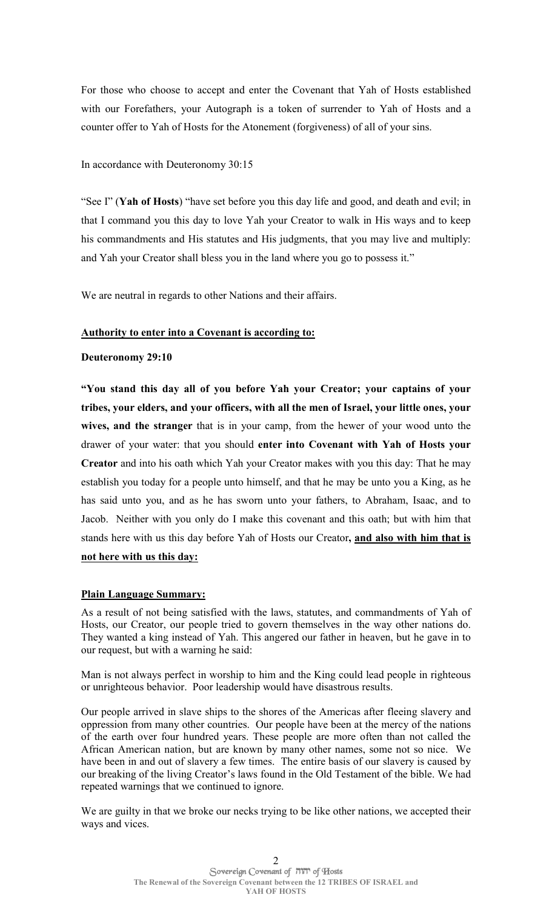For those who choose to accept and enter the Covenant that Yah of Hosts established with our Forefathers, your Autograph is a token of surrender to Yah of Hosts and a counter offer to Yah of Hosts for the Atonement (forgiveness) of all of your sins.

In accordance with Deuteronomy 30:15

"See I" (**Yah of Hosts**) "have set before you this day life and good, and death and evil; in that I command you this day to love Yah your Creator to walk in His ways and to keep his commandments and His statutes and His judgments, that you may live and multiply: and Yah your Creator shall bless you in the land where you go to possess it."

We are neutral in regards to other Nations and their affairs.

**Authority to enter into a Covenant is according to:**

**Deuteronomy 29:10**

**"You stand this day all of you before Yah your Creator; your captains of your tribes, your elders, and your officers, with all the men of Israel, your little ones, your wives, and the stranger** that is in your camp, from the hewer of your wood unto the drawer of your water: that you should **enter into Covenant with Yah of Hosts your Creator** and into his oath which Yah your Creator makes with you this day: That he may establish you today for a people unto himself, and that he may be unto you a King, as he has said unto you, and as he has sworn unto your fathers, to Abraham, Isaac, and to Jacob. Neither with you only do I make this covenant and this oath; but with him that stands here with us this day before Yah of Hosts our Creator**, and also with him that is not here with us this day:**

**Plain Language Summary:**

As a result of not being satisfied with the laws, statutes, and commandments of Yah of Hosts, our Creator, our people tried to govern themselves in the way other nations do. They wanted a king instead of Yah. This angered our father in heaven, but he gave in to our request, but with a warning he said:

Man is not always perfect in worship to him and the King could lead people in righteous or unrighteous behavior. Poor leadership would have disastrous results.

Our people arrived in slave ships to the shores of the Americas after fleeing slavery and oppression from many other countries. Our people have been at the mercy of the nations of the earth over four hundred years. These people are more often than not called the African American nation, but are known by many other names, some not so nice. We have been in and out of slavery a few times. The entire basis of our slavery is caused by our breaking of the living Creator's laws found in the Old Testament of the bible. We had repeated warnings that we continued to ignore.

We are guilty in that we broke our necks trying to be like other nations, we accepted their ways and vices.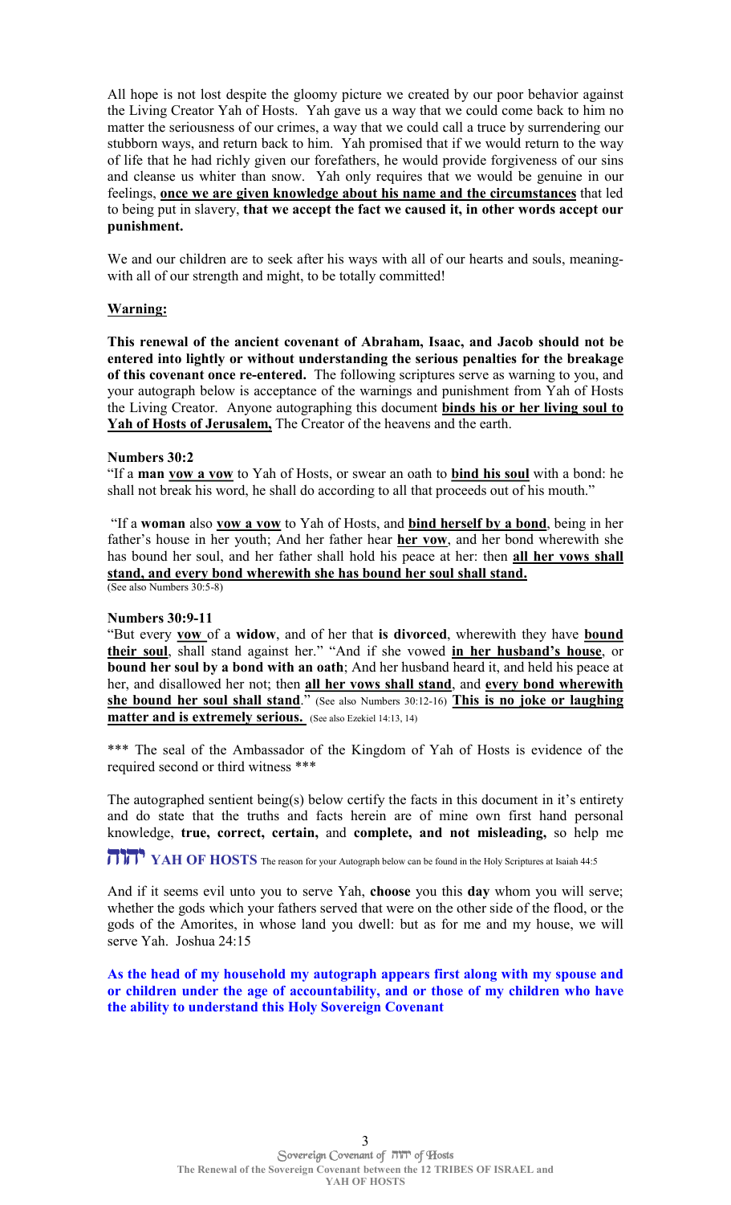All hope is not lost despite the gloomy picture we created by our poor behavior against the Living Creator Yah of Hosts. Yah gave us a way that we could come back to him no matter the seriousness of our crimes, a way that we could call a truce by surrendering our stubborn ways, and return back to him. Yah promised that if we would return to the way of life that he had richly given our forefathers, he would provide forgiveness of our sins and cleanse us whiter than snow. Yah only requires that we would be genuine in our feelings, **once we are given knowledge about his name and the circumstances** that led to being put in slavery, **that we accept the fact we caused it, in other words accept our punishment.**

We and our children are to seek after his ways with all of our hearts and souls, meaning-with all of our strength and might, to be totally committed!

**Warning:**

**This renewal of the ancient covenant of Abraham, Isaac, and Jacob should not be entered into lightly or without understanding the serious penalties for the breakage of this covenant once re-entered.** The following scriptures serve as warning to you, and your autograph below is acceptance of the warnings and punishment from Yah of Hosts the Living Creator. Anyone autographing this document **binds his or her living soul to Yah of Hosts of Jerusalem,** The Creator of the heavens and the earth.

**Numbers 30:2**

"If a **man vow a vow** to Yah of Hosts, or swear an oath to **bind his soul** with a bond: he shall not break his word, he shall do according to all that proceeds out of his mouth."

"If a **woman** also **vow a vow** to Yah of Hosts, and **bind herself by a bond**, being in her father's house in her youth; And her father hear **her vow**, and her bond wherewith she has bound her soul, and her father shall hold his peace at her: then **all her vows shall stand, and every bond wherewith she has bound her soul shall stand.**
(See also Numbers 30:5-8)

**Numbers 30:9-11**

"But every **vow** of a **widow**, and of her that **is divorced**, wherewith they have **bound their soul**, shall stand against her." "And if she vowed **in her husband's house**, or **bound her soul by a bond with an oath**; And her husband heard it, and held his peace at her, and disallowed her not; then **all her vows shall stand**, and **every bond wherewith she bound her soul shall stand**." (See also Numbers 30:12-16) **This is no joke or laughing matter and is extremely serious.** (See also Ezekiel 14:13, 14)

\*\*\* The seal of the Ambassador of the Kingdom of Yah of Hosts is evidence of the required second or third witness \*\*\*

The autographed sentient being(s) below certify the facts in this document in it's entirety and do state that the truths and facts herein are of mine own first hand personal knowledge, **true, correct, certain,** and **complete, and not misleading,** so help me

**יהוה YAH OF HOSTS** The reason for your Autograph below can be found in the Holy Scriptures at Isaiah 44:5

And if it seems evil unto you to serve Yah, **choose** you this **day** whom you will serve; whether the gods which your fathers served that were on the other side of the flood, or the gods of the Amorites, in whose land you dwell: but as for me and my house, we will serve Yah. Joshua 24:15

**As the head of my household my autograph appears first along with my spouse and or children under the age of accountability, and or those of my children who have the ability to understand this Holy Sovereign Covenant**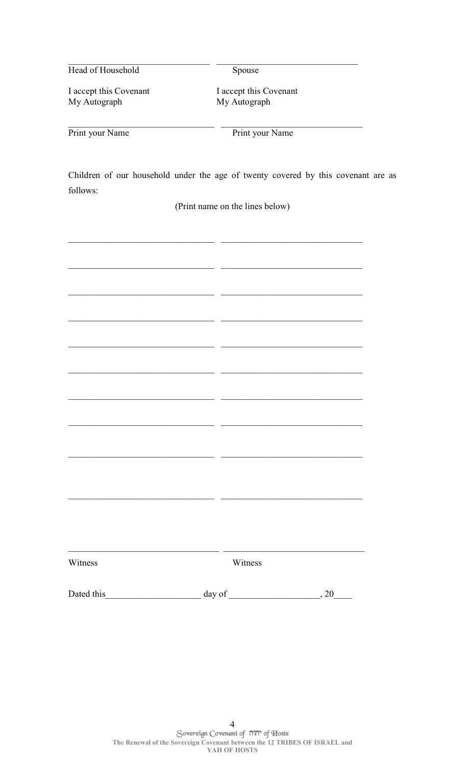| Head of Household | Spouse |
| --- | --- |
| I accept this Covenant<br>My Autograph | I accept this Covenant<br>My Autograph |
| ______________________________ | ______________________________ |
| Print your Name | Print your Name |

Children of our household under the age of twenty covered by this covenant are as follows:

(Print name on the lines below)

______________________________ ______________________________

______________________________ ______________________________

______________________________ ______________________________

______________________________ ______________________________

______________________________ ______________________________

______________________________ ______________________________

______________________________ ______________________________

______________________________ ______________________________

______________________________ ______________________________

______________________________ ______________________________

______________________________ ______________________________

Witness Witness

Dated this____________________ day of ___________________, 20____